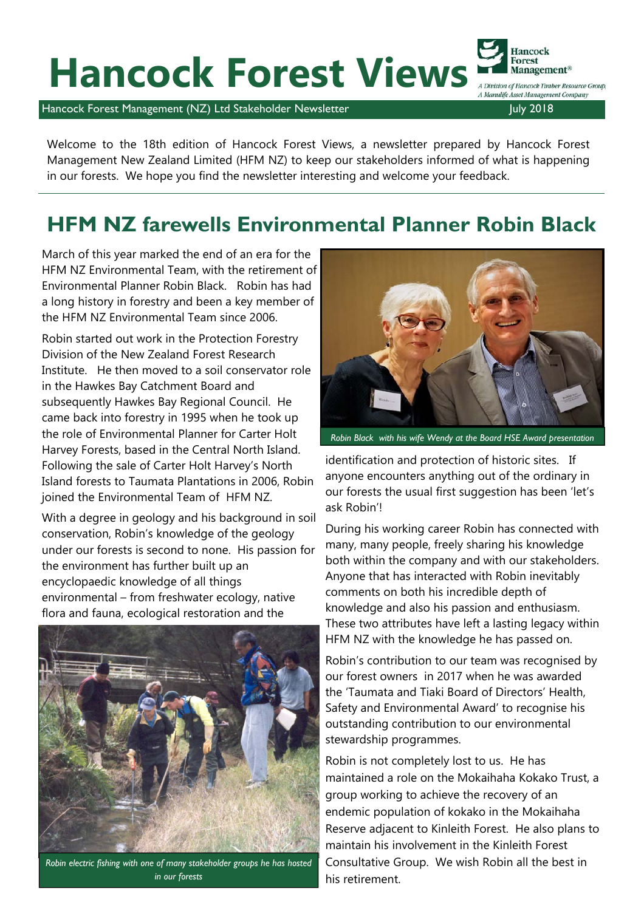# Hancock Forest Views

Hancock Forest Management (NZ) Ltd Stakeholder Newsletter — July 2018

Welcome to the 18th edition of Hancock Forest Views, a newsletter prepared by Hancock Forest Management New Zealand Limited (HFM NZ) to keep our stakeholders informed of what is happening in our forests. We hope you find the newsletter interesting and welcome your feedback.

## HFM NZ farewells Environmental Planner Robin Black

March of this year marked the end of an era for the HFM NZ Environmental Team, with the retirement of Environmental Planner Robin Black. Robin has had a long history in forestry and been a key member of the HFM NZ Environmental Team since 2006.

Robin started out work in the Protection Forestry Division of the New Zealand Forest Research Institute. He then moved to a soil conservator role in the Hawkes Bay Catchment Board and subsequently Hawkes Bay Regional Council. He came back into forestry in 1995 when he took up the role of Environmental Planner for Carter Holt Harvey Forests, based in the Central North Island. Following the sale of Carter Holt Harvey's North Island forests to Taumata Plantations in 2006, Robin joined the Environmental Team of HFM NZ.

With a degree in geology and his background in soil conservation, Robin's knowledge of the geology under our forests is second to none. His passion for the environment has further built up an encyclopaedic knowledge of all things environmental – from freshwater ecology, native flora and fauna, ecological restoration and the identification and protection of historic sites. If anyone encounters anything out of the ordinary in our forests the usual first suggestion has been 'let's ask Robin'!

*Robin electric fishing with one of many stakeholder groups he has hosted in our forests*

*Robin Black with his wife Wendy at the Board HSE Award presentation*

During his working career Robin has connected with many, many people, freely sharing his knowledge both within the company and with our stakeholders. Anyone that has interacted with Robin inevitably comments on both his incredible depth of knowledge and also his passion and enthusiasm. These two attributes have left a lasting legacy within HFM NZ with the knowledge he has passed on.

Robin's contribution to our team was recognised by our forest owners in 2017 when he was awarded the 'Taumata and Tiaki Board of Directors' Health, Safety and Environmental Award' to recognise his outstanding contribution to our environmental stewardship programmes.

Robin is not completely lost to us. He has maintained a role on the Mokaihaha Kokako Trust, a group working to achieve the recovery of an endemic population of kokako in the Mokaihaha Reserve adjacent to Kinleith Forest. He also plans to maintain his involvement in the Kinleith Forest Consultative Group. We wish Robin all the best in his retirement.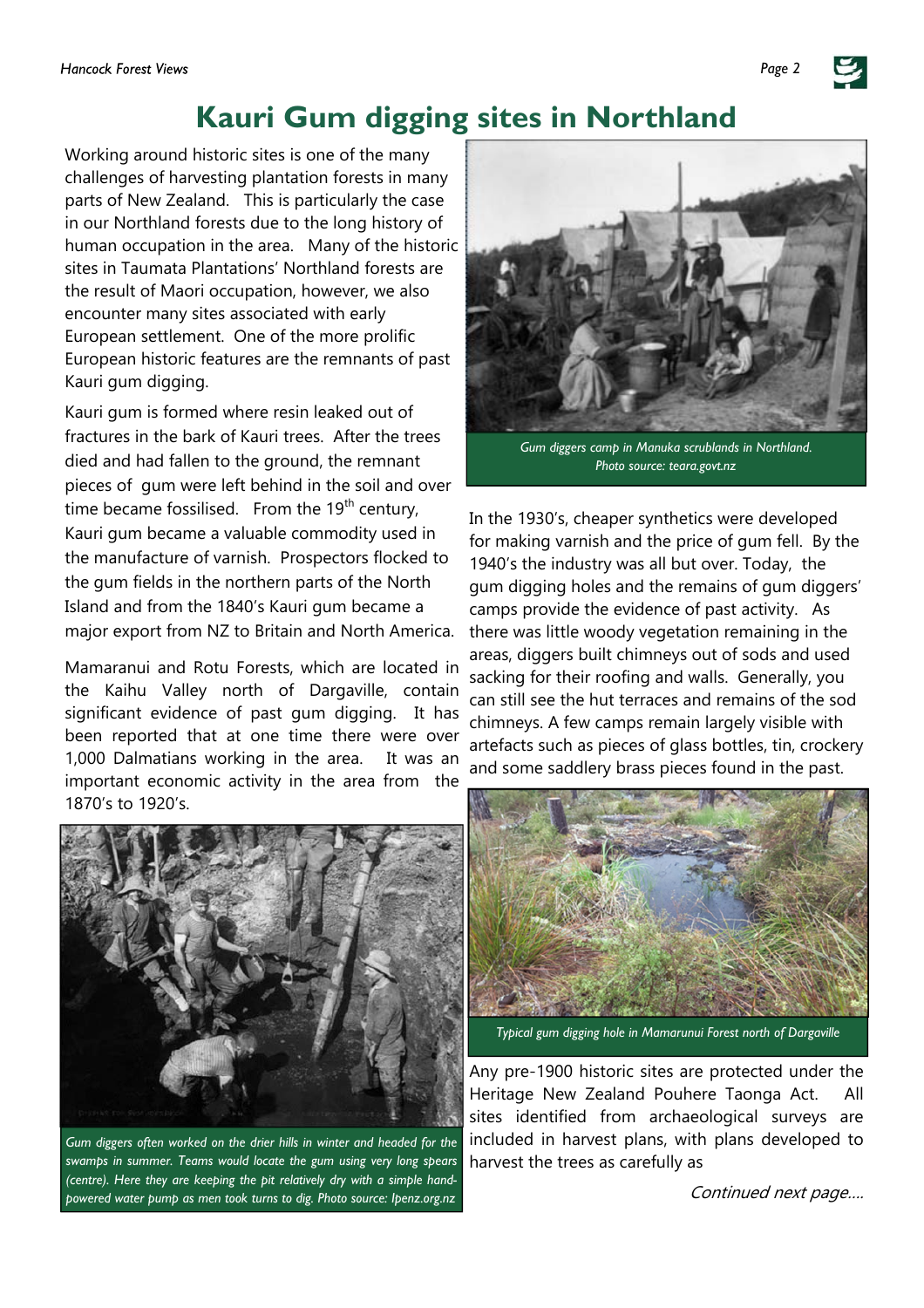# Kauri Gum digging sites in Northland

Working around historic sites is one of the many challenges of harvesting plantation forests in many parts of New Zealand. This is particularly the case in our Northland forests due to the long history of human occupation in the area. Many of the historic sites in Taumata Plantations' Northland forests are the result of Maori occupation, however, we also encounter many sites associated with early European settlement. One of the more prolific European historic features are the remnants of past Kauri gum digging.

Kauri gum is formed where resin leaked out of fractures in the bark of Kauri trees. After the trees died and had fallen to the ground, the remnant pieces of gum were left behind in the soil and over time became fossilised. From the 19th century, Kauri gum became a valuable commodity used in the manufacture of varnish. Prospectors flocked to the gum fields in the northern parts of the North Island and from the 1840's Kauri gum became a major export from NZ to Britain and North America.

Mamaranui and Rotu Forests, which are located in the Kaihu Valley north of Dargaville, contain significant evidence of past gum digging. It has been reported that at one time there were over 1,000 Dalmatians working in the area. It was an important economic activity in the area from the 1870's to 1920's.

*Gum diggers often worked on the drier hills in winter and headed for the swamps in summer. Teams would locate the gum using very long spears (centre). Here they are keeping the pit relatively dry with a simple hand-powered water pump as men took turns to dig. Photo source: Ipenz.org.nz*

*Gum diggers camp in Manuka scrublands in Northland. Photo source: teara.govt.nz*

In the 1930's, cheaper synthetics were developed for making varnish and the price of gum fell. By the 1940's the industry was all but over. Today, the gum digging holes and the remains of gum diggers' camps provide the evidence of past activity. As there was little woody vegetation remaining in the areas, diggers built chimneys out of sods and used sacking for their roofing and walls. Generally, you can still see the hut terraces and remains of the sod chimneys. A few camps remain largely visible with artefacts such as pieces of glass bottles, tin, crockery and some saddlery brass pieces found in the past.

*Typical gum digging hole in Mamarunui Forest north of Dargaville*

Any pre-1900 historic sites are protected under the Heritage New Zealand Pouhere Taonga Act. All sites identified from archaeological surveys are included in harvest plans, with plans developed to harvest the trees as carefully as

*Continued next page....*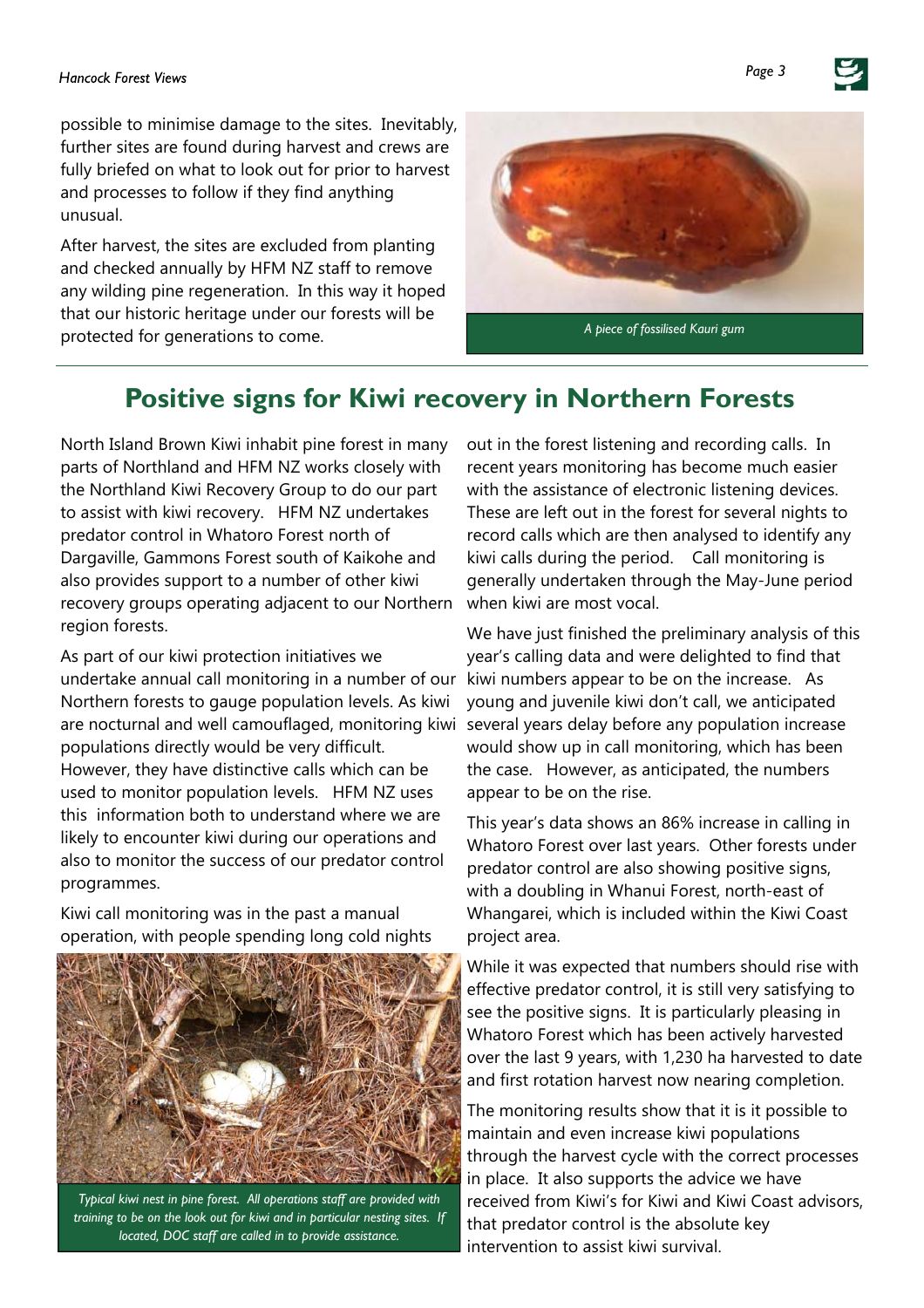possible to minimise damage to the sites. Inevitably, further sites are found during harvest and crews are fully briefed on what to look out for prior to harvest and processes to follow if they find anything unusual.

After harvest, the sites are excluded from planting and checked annually by HFM NZ staff to remove any wilding pine regeneration. In this way it hoped that our historic heritage under our forests will be protected for generations to come.

*A piece of fossilised Kauri gum*

## Positive signs for Kiwi recovery in Northern Forests

North Island Brown Kiwi inhabit pine forest in many parts of Northland and HFM NZ works closely with the Northland Kiwi Recovery Group to do our part to assist with kiwi recovery. HFM NZ undertakes predator control in Whatoro Forest north of Dargaville, Gammons Forest south of Kaikohe and also provides support to a number of other kiwi recovery groups operating adjacent to our Northern region forests.

As part of our kiwi protection initiatives we undertake annual call monitoring in a number of our Northern forests to gauge population levels. As kiwi are nocturnal and well camouflaged, monitoring kiwi populations directly would be very difficult. However, they have distinctive calls which can be used to monitor population levels. HFM NZ uses this information both to understand where we are likely to encounter kiwi during our operations and also to monitor the success of our predator control programmes.

Kiwi call monitoring was in the past a manual operation, with people spending long cold nights out in the forest listening and recording calls. In recent years monitoring has become much easier with the assistance of electronic listening devices. These are left out in the forest for several nights to record calls which are then analysed to identify any kiwi calls during the period. Call monitoring is generally undertaken through the May-June period when kiwi are most vocal.

*Typical kiwi nest in pine forest. All operations staff are provided with training to be on the look out for kiwi and in particular nesting sites. If located, DOC staff are called in to provide assistance.*

We have just finished the preliminary analysis of this year's calling data and were delighted to find that kiwi numbers appear to be on the increase. As young and juvenile kiwi don't call, we anticipated several years delay before any population increase would show up in call monitoring, which has been the case. However, as anticipated, the numbers appear to be on the rise.

This year's data shows an 86% increase in calling in Whatoro Forest over last years. Other forests under predator control are also showing positive signs, with a doubling in Whanui Forest, north-east of Whangarei, which is included within the Kiwi Coast project area.

While it was expected that numbers should rise with effective predator control, it is still very satisfying to see the positive signs. It is particularly pleasing in Whatoro Forest which has been actively harvested over the last 9 years, with 1,230 ha harvested to date and first rotation harvest now nearing completion.

The monitoring results show that it is it possible to maintain and even increase kiwi populations through the harvest cycle with the correct processes in place. It also supports the advice we have received from Kiwi's for Kiwi and Kiwi Coast advisors, that predator control is the absolute key intervention to assist kiwi survival.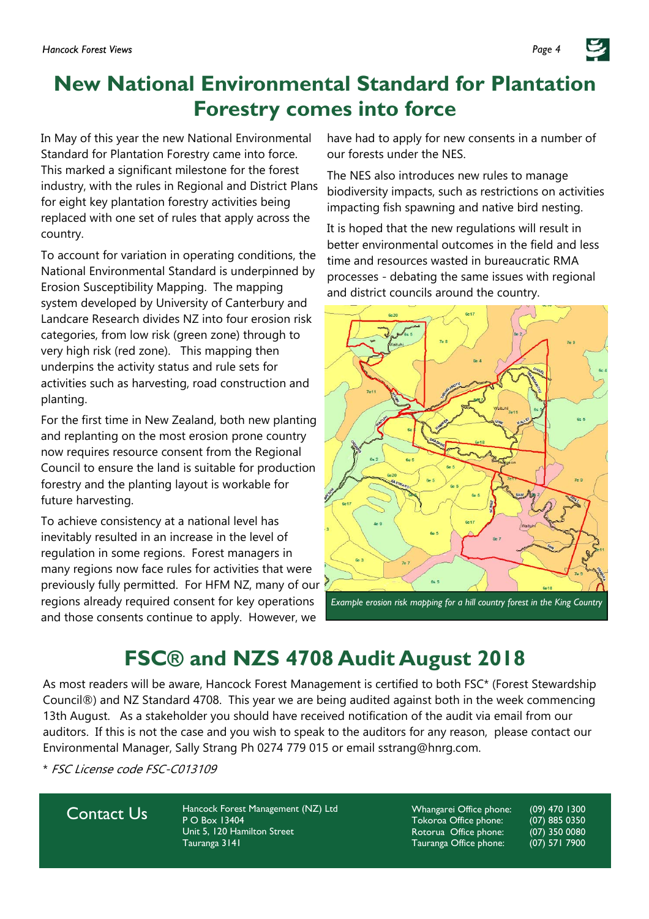# New National Environmental Standard for Plantation Forestry comes into force

In May of this year the new National Environmental Standard for Plantation Forestry came into force. This marked a significant milestone for the forest industry, with the rules in Regional and District Plans for eight key plantation forestry activities being replaced with one set of rules that apply across the country.

To account for variation in operating conditions, the National Environmental Standard is underpinned by Erosion Susceptibility Mapping. The mapping system developed by University of Canterbury and Landcare Research divides NZ into four erosion risk categories, from low risk (green zone) through to very high risk (red zone). This mapping then underpins the activity status and rule sets for activities such as harvesting, road construction and planting.

For the first time in New Zealand, both new planting and replanting on the most erosion prone country now requires resource consent from the Regional Council to ensure the land is suitable for production forestry and the planting layout is workable for future harvesting.

To achieve consistency at a national level has inevitably resulted in an increase in the level of regulation in some regions. Forest managers in many regions now face rules for activities that were previously fully permitted. For HFM NZ, many of our regions already required consent for key operations and those consents continue to apply. However, we have had to apply for new consents in a number of our forests under the NES.

The NES also introduces new rules to manage biodiversity impacts, such as restrictions on activities impacting fish spawning and native bird nesting.

It is hoped that the new regulations will result in better environmental outcomes in the field and less time and resources wasted in bureaucratic RMA processes - debating the same issues with regional and district councils around the country.

*Example erosion risk mapping for a hill country forest in the King Country*

# FSC® and NZS 4708 Audit August 2018

As most readers will be aware, Hancock Forest Management is certified to both FSC* (Forest Stewardship Council®) and NZ Standard 4708. This year we are being audited against both in the week commencing 13th August. As a stakeholder you should have received notification of the audit via email from our auditors. If this is not the case and you wish to speak to the auditors for any reason, please contact our Environmental Manager, Sally Strang Ph 0274 779 015 or email sstrang@hnrg.com.

\* *FSC License code FSC-C013109*

## Contact Us

Hancock Forest Management (NZ) Ltd
P O Box 13404
Unit 5, 120 Hamilton Street
Tauranga 3141

| | |
|---|---|
| Whangarei Office phone: | (09) 470 1300 |
| Tokoroa Office phone: | (07) 885 0350 |
| Rotorua Office phone: | (07) 350 0080 |
| Tauranga Office phone: | (07) 571 7900 |